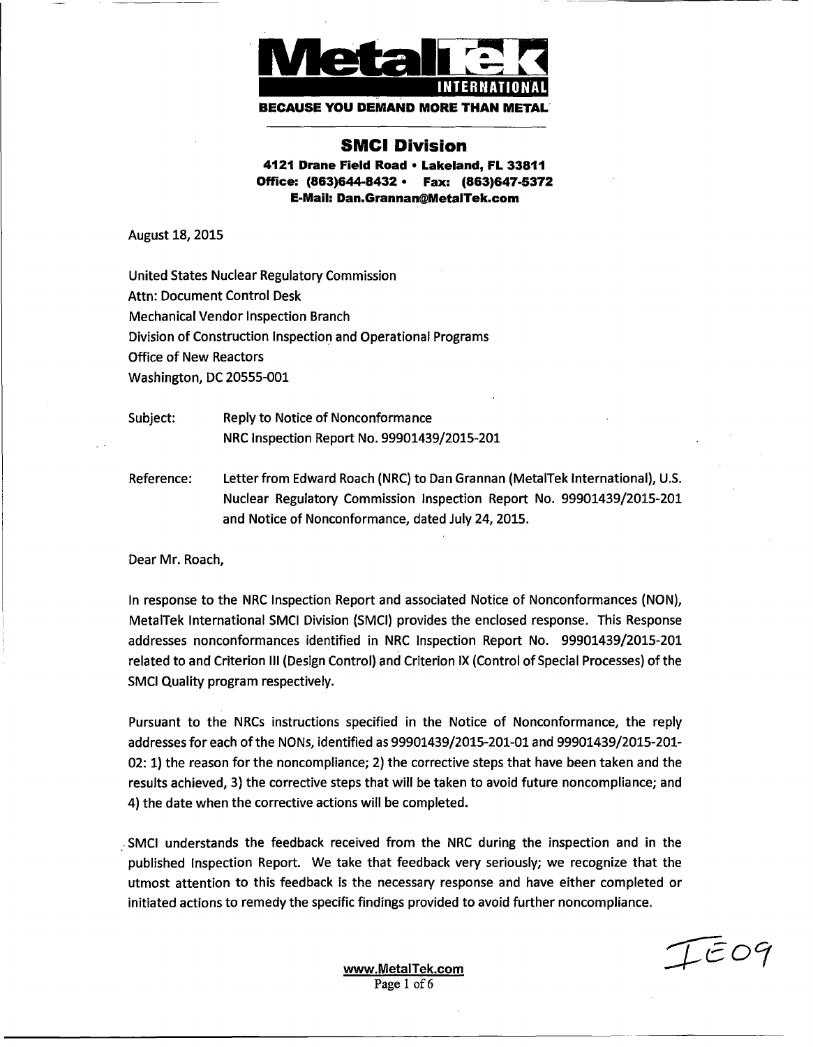**MetalTek INTERNATIONAL**

**BECAUSE YOU DEMAND MORE THAN METAL**

## SMCI Division

**4121 Drane Field Road • Lakeland, FL 33811**
**Office: (863)644-8432 • Fax: (863)647-5372**
**E-Mail: Dan.Grannan@MetalTek.com**

August 18, 2015

United States Nuclear Regulatory Commission
Attn: Document Control Desk
Mechanical Vendor Inspection Branch
Division of Construction Inspection and Operational Programs
Office of New Reactors
Washington, DC 20555-001

Subject: Reply to Notice of Nonconformance
NRC Inspection Report No. 99901439/2015-201

Reference: Letter from Edward Roach (NRC) to Dan Grannan (MetalTek International), U.S. Nuclear Regulatory Commission Inspection Report No. 99901439/2015-201 and Notice of Nonconformance, dated July 24, 2015.

Dear Mr. Roach,

In response to the NRC Inspection Report and associated Notice of Nonconformances (NON), MetalTek International SMCI Division (SMCI) provides the enclosed response. This Response addresses nonconformances identified in NRC Inspection Report No. 99901439/2015-201 related to and Criterion III (Design Control) and Criterion IX (Control of Special Processes) of the SMCI Quality program respectively.

Pursuant to the NRCs instructions specified in the Notice of Nonconformance, the reply addresses for each of the NONs, identified as 99901439/2015-201-01 and 99901439/2015-201-02: 1) the reason for the noncompliance; 2) the corrective steps that have been taken and the results achieved, 3) the corrective steps that will be taken to avoid future noncompliance; and 4) the date when the corrective actions will be completed.

SMCI understands the feedback received from the NRC during the inspection and in the published Inspection Report. We take that feedback very seriously; we recognize that the utmost attention to this feedback is the necessary response and have either completed or initiated actions to remedy the specific findings provided to avoid further noncompliance.

IE09

www.MetalTek.com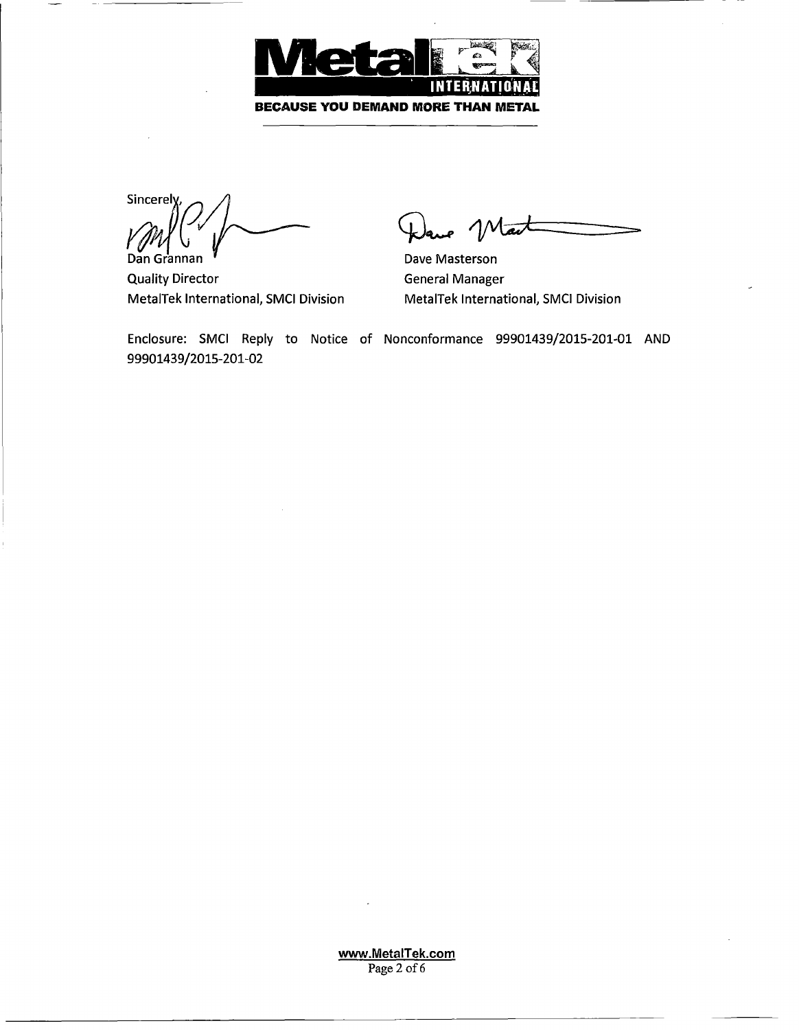Sincerely,

Dan Grannan
Quality Director
MetalTek International, SMCI Division

Dave Masterson
General Manager
MetalTek International, SMCI Division

Enclosure: SMCI Reply to Notice of Nonconformance 99901439/2015-201-01 AND 99901439/2015-201-02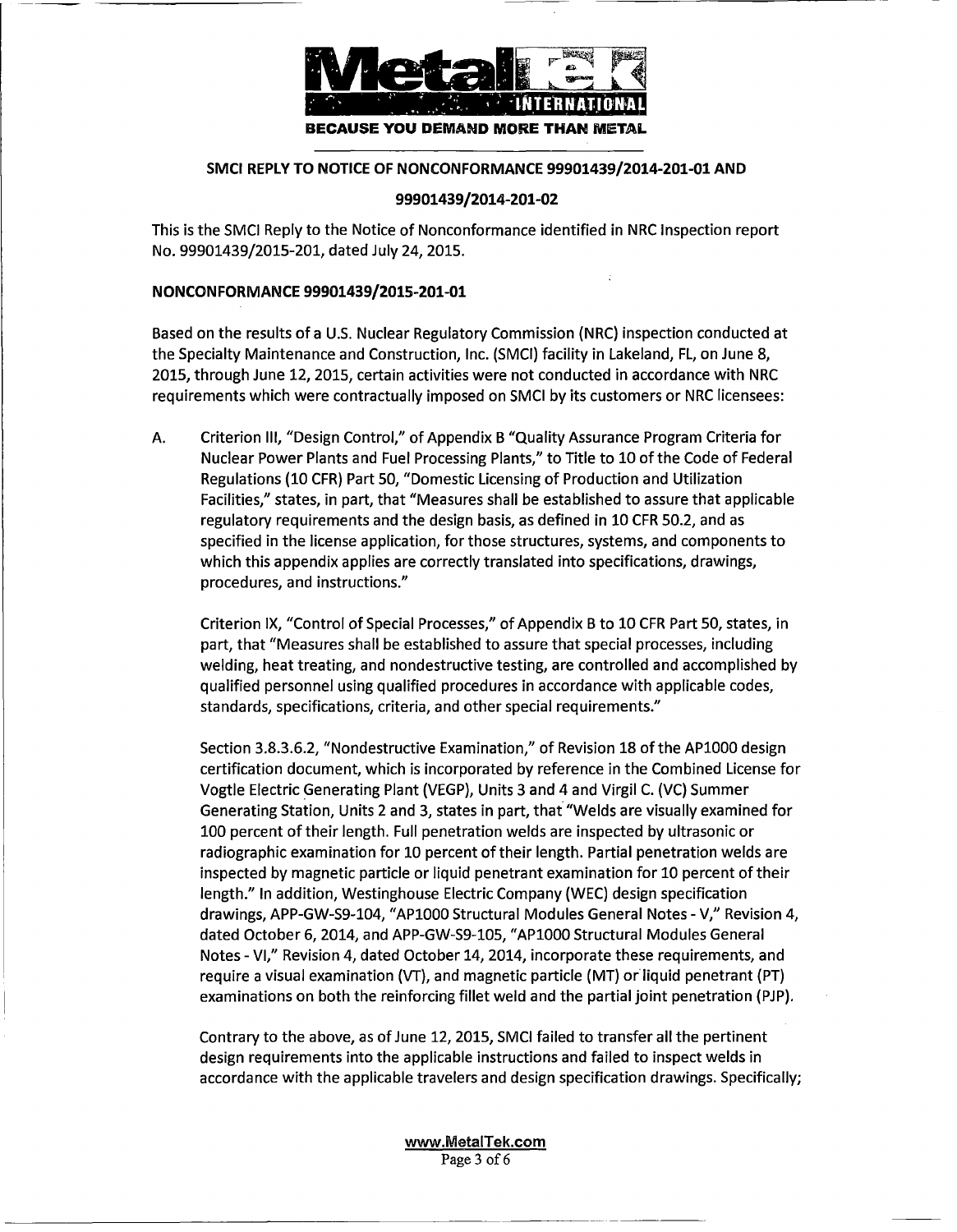**BECAUSE YOU DEMAND MORE THAN METAL**

## SMCI REPLY TO NOTICE OF NONCONFORMANCE 99901439/2014-201-01 AND 99901439/2014-201-02

This is the SMCI Reply to the Notice of Nonconformance identified in NRC Inspection report No. 99901439/2015-201, dated July 24, 2015.

### NONCONFORMANCE 99901439/2015-201-01

Based on the results of a U.S. Nuclear Regulatory Commission (NRC) inspection conducted at the Specialty Maintenance and Construction, Inc. (SMCI) facility in Lakeland, FL, on June 8, 2015, through June 12, 2015, certain activities were not conducted in accordance with NRC requirements which were contractually imposed on SMCI by its customers or NRC licensees:

A. Criterion III, "Design Control," of Appendix B "Quality Assurance Program Criteria for Nuclear Power Plants and Fuel Processing Plants," to Title to 10 of the Code of Federal Regulations (10 CFR) Part 50, "Domestic Licensing of Production and Utilization Facilities," states, in part, that "Measures shall be established to assure that applicable regulatory requirements and the design basis, as defined in 10 CFR 50.2, and as specified in the license application, for those structures, systems, and components to which this appendix applies are correctly translated into specifications, drawings, procedures, and instructions."

Criterion IX, "Control of Special Processes," of Appendix B to 10 CFR Part 50, states, in part, that "Measures shall be established to assure that special processes, including welding, heat treating, and nondestructive testing, are controlled and accomplished by qualified personnel using qualified procedures in accordance with applicable codes, standards, specifications, criteria, and other special requirements."

Section 3.8.3.6.2, "Nondestructive Examination," of Revision 18 of the AP1000 design certification document, which is incorporated by reference in the Combined License for Vogtle Electric Generating Plant (VEGP), Units 3 and 4 and Virgil C. (VC) Summer Generating Station, Units 2 and 3, states in part, that "Welds are visually examined for 100 percent of their length. Full penetration welds are inspected by ultrasonic or radiographic examination for 10 percent of their length. Partial penetration welds are inspected by magnetic particle or liquid penetrant examination for 10 percent of their length." In addition, Westinghouse Electric Company (WEC) design specification drawings, APP-GW-S9-104, "AP1000 Structural Modules General Notes - V," Revision 4, dated October 6, 2014, and APP-GW-S9-105, "AP1000 Structural Modules General Notes - VI," Revision 4, dated October 14, 2014, incorporate these requirements, and require a visual examination (VT), and magnetic particle (MT) or liquid penetrant (PT) examinations on both the reinforcing fillet weld and the partial joint penetration (PJP).

Contrary to the above, as of June 12, 2015, SMCI failed to transfer all the pertinent design requirements into the applicable instructions and failed to inspect welds in accordance with the applicable travelers and design specification drawings. Specifically;

www.MetalTek.com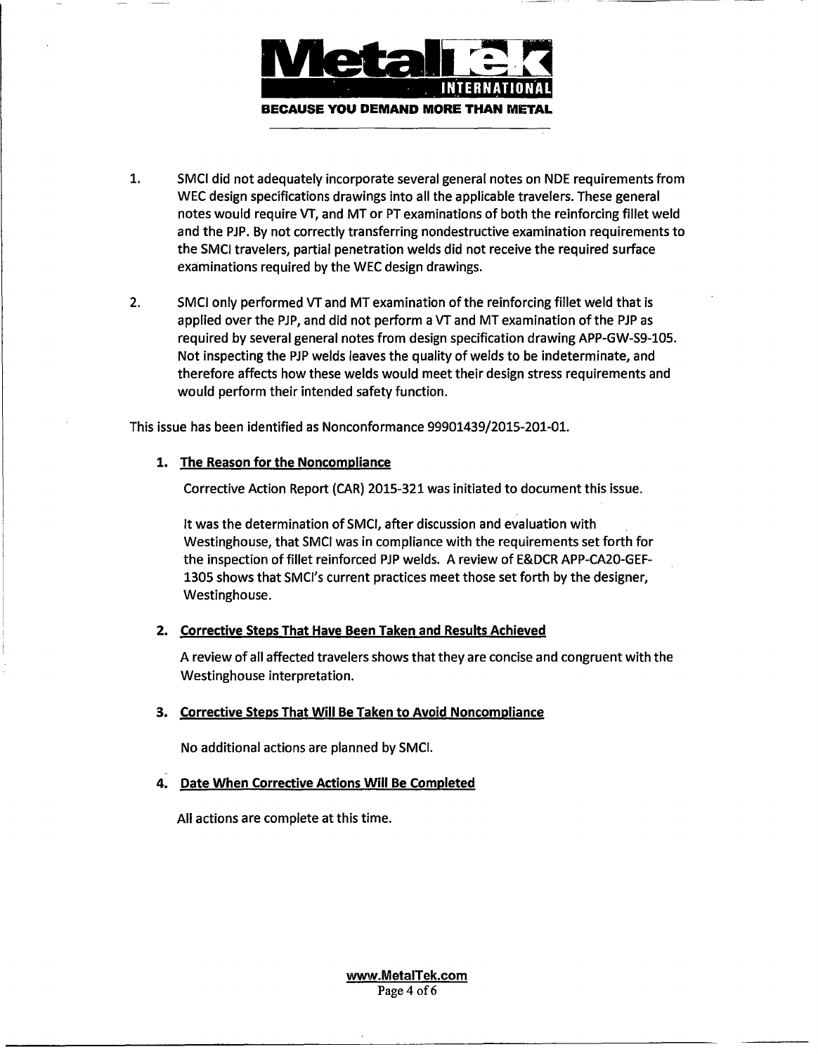1. SMCI did not adequately incorporate several general notes on NDE requirements from WEC design specifications drawings into all the applicable travelers. These general notes would require VT, and MT or PT examinations of both the reinforcing fillet weld and the PJP. By not correctly transferring nondestructive examination requirements to the SMCI travelers, partial penetration welds did not receive the required surface examinations required by the WEC design drawings.

2. SMCI only performed VT and MT examination of the reinforcing fillet weld that is applied over the PJP, and did not perform a VT and MT examination of the PJP as required by several general notes from design specification drawing APP-GW-S9-105. Not inspecting the PJP welds leaves the quality of welds to be indeterminate, and therefore affects how these welds would meet their design stress requirements and would perform their intended safety function.

This issue has been identified as Nonconformance 99901439/2015-201-01.

1. **The Reason for the Noncompliance**

   Corrective Action Report (CAR) 2015-321 was initiated to document this issue.

   It was the determination of SMCI, after discussion and evaluation with Westinghouse, that SMCI was in compliance with the requirements set forth for the inspection of fillet reinforced PJP welds. A review of E&DCR APP-CA20-GEF-1305 shows that SMCI's current practices meet those set forth by the designer, Westinghouse.

2. **Corrective Steps That Have Been Taken and Results Achieved**

   A review of all affected travelers shows that they are concise and congruent with the Westinghouse interpretation.

3. **Corrective Steps That Will Be Taken to Avoid Noncompliance**

   No additional actions are planned by SMCI.

4. **Date When Corrective Actions Will Be Completed**

   All actions are complete at this time.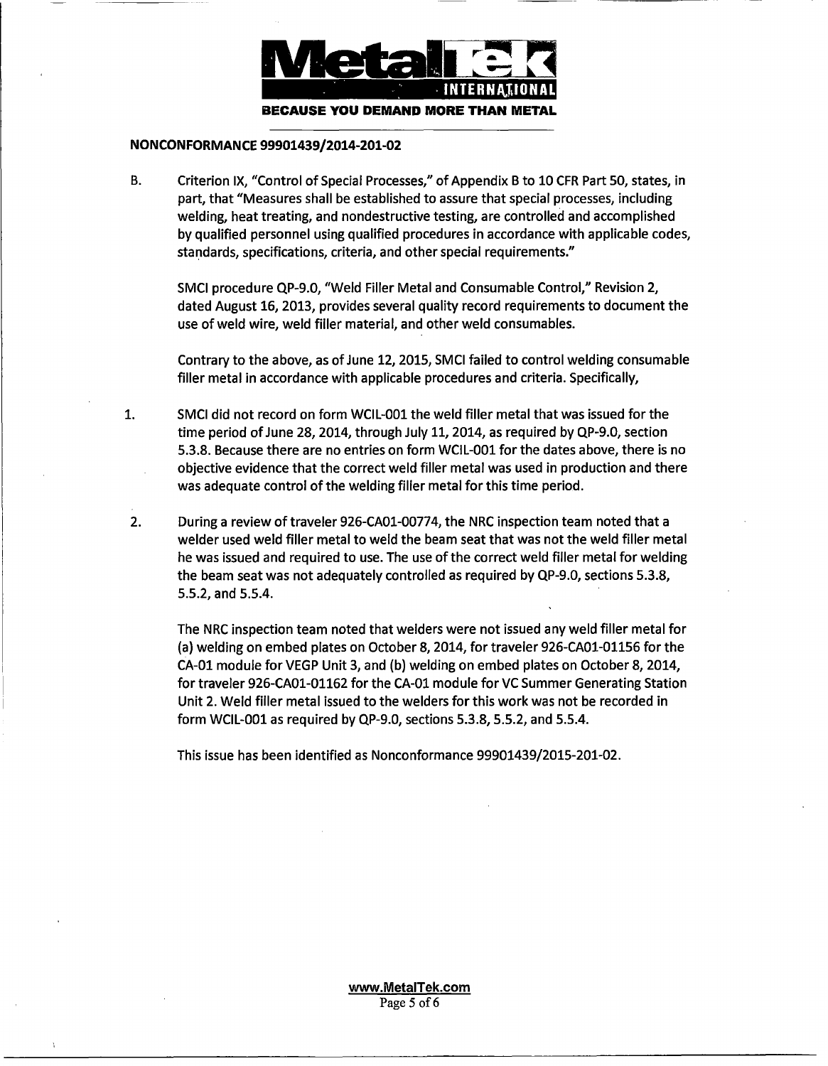**NONCONFORMANCE 99901439/2014-201-02**

B. Criterion IX, "Control of Special Processes," of Appendix B to 10 CFR Part 50, states, in part, that "Measures shall be established to assure that special processes, including welding, heat treating, and nondestructive testing, are controlled and accomplished by qualified personnel using qualified procedures in accordance with applicable codes, standards, specifications, criteria, and other special requirements."

SMCI procedure QP-9.0, "Weld Filler Metal and Consumable Control," Revision 2, dated August 16, 2013, provides several quality record requirements to document the use of weld wire, weld filler material, and other weld consumables.

Contrary to the above, as of June 12, 2015, SMCI failed to control welding consumable filler metal in accordance with applicable procedures and criteria. Specifically,

1. SMCI did not record on form WCIL-001 the weld filler metal that was issued for the time period of June 28, 2014, through July 11, 2014, as required by QP-9.0, section 5.3.8. Because there are no entries on form WCIL-001 for the dates above, there is no objective evidence that the correct weld filler metal was used in production and there was adequate control of the welding filler metal for this time period.

2. During a review of traveler 926-CA01-00774, the NRC inspection team noted that a welder used weld filler metal to weld the beam seat that was not the weld filler metal he was issued and required to use. The use of the correct weld filler metal for welding the beam seat was not adequately controlled as required by QP-9.0, sections 5.3.8, 5.5.2, and 5.5.4.

   The NRC inspection team noted that welders were not issued any weld filler metal for (a) welding on embed plates on October 8, 2014, for traveler 926-CA01-01156 for the CA-01 module for VEGP Unit 3, and (b) welding on embed plates on October 8, 2014, for traveler 926-CA01-01162 for the CA-01 module for VC Summer Generating Station Unit 2. Weld filler metal issued to the welders for this work was not be recorded in form WCIL-001 as required by QP-9.0, sections 5.3.8, 5.5.2, and 5.5.4.

This issue has been identified as Nonconformance 99901439/2015-201-02.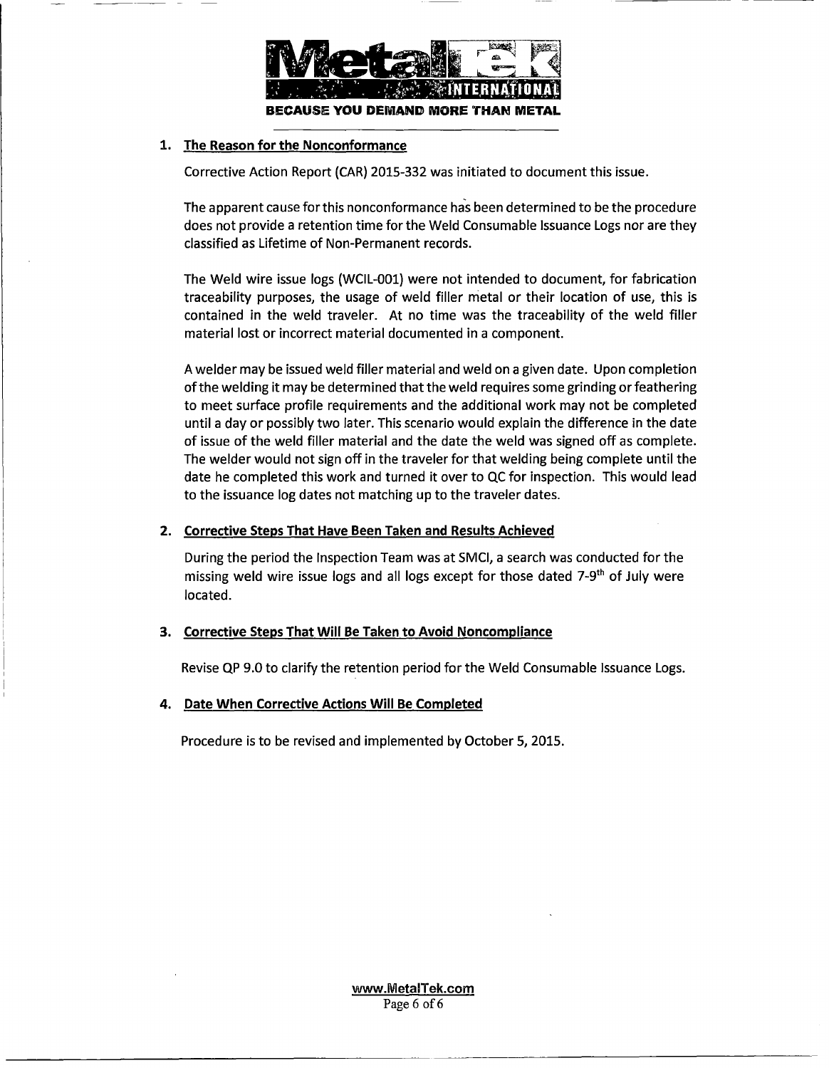**BECAUSE YOU DEMAND MORE THAN METAL**

1. **The Reason for the Nonconformance**

   Corrective Action Report (CAR) 2015-332 was initiated to document this issue.

   The apparent cause for this nonconformance has been determined to be the procedure does not provide a retention time for the Weld Consumable Issuance Logs nor are they classified as Lifetime of Non-Permanent records.

   The Weld wire issue logs (WCIL-001) were not intended to document, for fabrication traceability purposes, the usage of weld filler metal or their location of use, this is contained in the weld traveler. At no time was the traceability of the weld filler material lost or incorrect material documented in a component.

   A welder may be issued weld filler material and weld on a given date. Upon completion of the welding it may be determined that the weld requires some grinding or feathering to meet surface profile requirements and the additional work may not be completed until a day or possibly two later. This scenario would explain the difference in the date of issue of the weld filler material and the date the weld was signed off as complete. The welder would not sign off in the traveler for that welding being complete until the date he completed this work and turned it over to QC for inspection. This would lead to the issuance log dates not matching up to the traveler dates.

2. **Corrective Steps That Have Been Taken and Results Achieved**

   During the period the Inspection Team was at SMCI, a search was conducted for the missing weld wire issue logs and all logs except for those dated 7-9th of July were located.

3. **Corrective Steps That Will Be Taken to Avoid Noncompliance**

   Revise QP 9.0 to clarify the retention period for the Weld Consumable Issuance Logs.

4. **Date When Corrective Actions Will Be Completed**

   Procedure is to be revised and implemented by October 5, 2015.

www.MetalTek.com